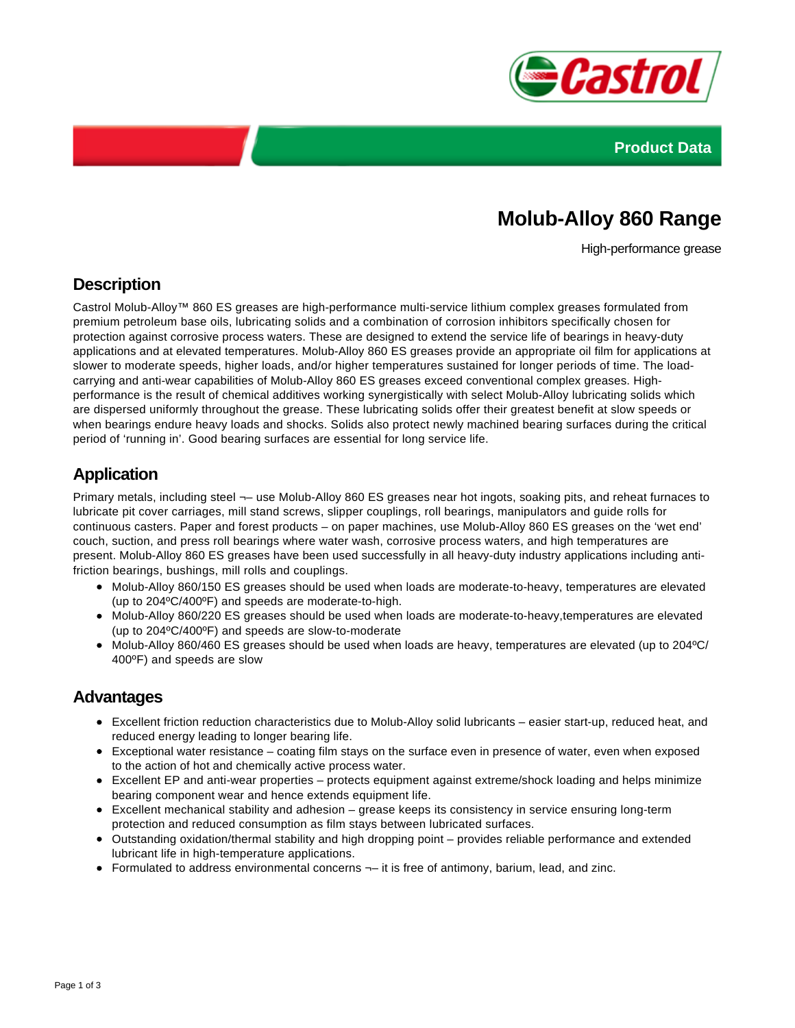Product Data

# Molub-Alloy 860 Range

High-performance grease

## Description

Castrol Molub-Alloy™ 860 ES greases are high-performance multi-service lithium complex greases formulated from premium petroleum base oils, lubricating solids and a combination of corrosion inhibitors specifically chosen for protection against corrosive process waters. These are designed to extend the service life of bearings in heavy-duty applications and at elevated temperatures. Molub-Alloy 860 ES greases provide an appropriate oil film for applications at slower to moderate speeds, higher loads, and/or higher temperatures sustained for longer periods of time. The load-carrying and anti-wear capabilities of Molub-Alloy 860 ES greases exceed conventional complex greases. High-performance is the result of chemical additives working synergistically with select Molub-Alloy lubricating solids which are dispersed uniformly throughout the grease. These lubricating solids offer their greatest benefit at slow speeds or when bearings endure heavy loads and shocks. Solids also protect newly machined bearing surfaces during the critical period of 'running in'. Good bearing surfaces are essential for long service life.

## Application

Primary metals, including steel ¬– use Molub-Alloy 860 ES greases near hot ingots, soaking pits, and reheat furnaces to lubricate pit cover carriages, mill stand screws, slipper couplings, roll bearings, manipulators and guide rolls for continuous casters. Paper and forest products – on paper machines, use Molub-Alloy 860 ES greases on the 'wet end' couch, suction, and press roll bearings where water wash, corrosive process waters, and high temperatures are present. Molub-Alloy 860 ES greases have been used successfully in all heavy-duty industry applications including anti-friction bearings, bushings, mill rolls and couplings.

- Molub-Alloy 860/150 ES greases should be used when loads are moderate-to-heavy, temperatures are elevated (up to 204ºC/400ºF) and speeds are moderate-to-high.
- Molub-Alloy 860/220 ES greases should be used when loads are moderate-to-heavy,temperatures are elevated (up to 204ºC/400ºF) and speeds are slow-to-moderate
- Molub-Alloy 860/460 ES greases should be used when loads are heavy, temperatures are elevated (up to 204ºC/ 400ºF) and speeds are slow

## Advantages

- Excellent friction reduction characteristics due to Molub-Alloy solid lubricants – easier start-up, reduced heat, and reduced energy leading to longer bearing life.
- Exceptional water resistance – coating film stays on the surface even in presence of water, even when exposed to the action of hot and chemically active process water.
- Excellent EP and anti-wear properties – protects equipment against extreme/shock loading and helps minimize bearing component wear and hence extends equipment life.
- Excellent mechanical stability and adhesion – grease keeps its consistency in service ensuring long-term protection and reduced consumption as film stays between lubricated surfaces.
- Outstanding oxidation/thermal stability and high dropping point – provides reliable performance and extended lubricant life in high-temperature applications.
- Formulated to address environmental concerns ¬– it is free of antimony, barium, lead, and zinc.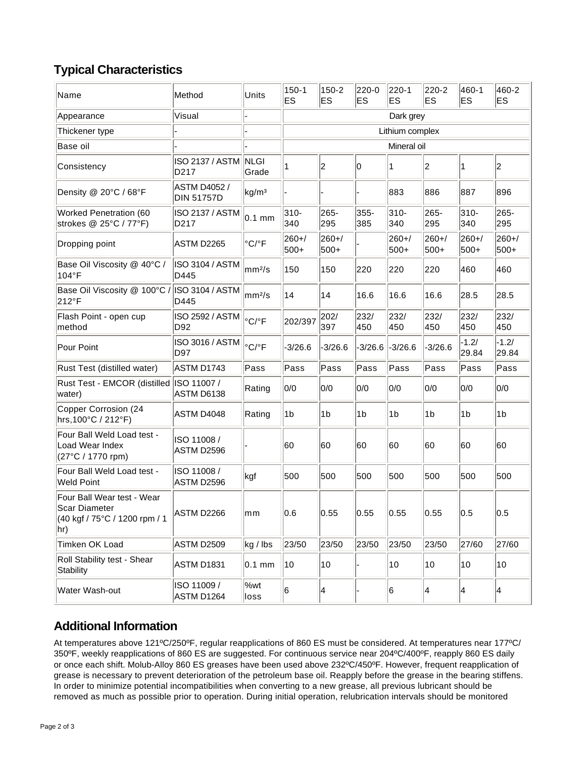## Typical Characteristics

| Name | Method | Units | 150-1 ES | 150-2 ES | 220-0 ES | 220-1 ES | 220-2 ES | 460-1 ES | 460-2 ES |
|---|---|---|---|---|---|---|---|---|---|
| Appearance | Visual | - | Dark grey | | | | | | |
| Thickener type | - | - | Lithium complex | | | | | | |
| Base oil | - | - | Mineral oil | | | | | | |
| Consistency | ISO 2137 / ASTM D217 | NLGI Grade | 1 | 2 | 0 | 1 | 2 | 1 | 2 |
| Density @ 20°C / 68°F | ASTM D4052 / DIN 51757D | kg/m³ | - | - | - | 883 | 886 | 887 | 896 |
| Worked Penetration (60 strokes @ 25°C / 77°F) | ISO 2137 / ASTM D217 | 0.1 mm | 310-340 | 265-295 | 355-385 | 310-340 | 265-295 | 310-340 | 265-295 |
| Dropping point | ASTM D2265 | °C/°F | 260+/ 500+ | 260+/ 500+ | - | 260+/ 500+ | 260+/ 500+ | 260+/ 500+ | 260+/ 500+ |
| Base Oil Viscosity @ 40°C / 104°F | ISO 3104 / ASTM D445 | mm²/s | 150 | 150 | 220 | 220 | 220 | 460 | 460 |
| Base Oil Viscosity @ 100°C / 212°F | ISO 3104 / ASTM D445 | mm²/s | 14 | 14 | 16.6 | 16.6 | 16.6 | 28.5 | 28.5 |
| Flash Point - open cup method | ISO 2592 / ASTM D92 | °C/°F | 202/397 | 202/ 397 | 232/ 450 | 232/ 450 | 232/ 450 | 232/ 450 | 232/ 450 |
| Pour Point | ISO 3016 / ASTM D97 | °C/°F | -3/26.6 | -3/26.6 | -3/26.6 | -3/26.6 | -3/26.6 | -1.2/ 29.84 | -1.2/ 29.84 |
| Rust Test (distilled water) | ASTM D1743 | Pass | Pass | Pass | Pass | Pass | Pass | Pass | Pass |
| Rust Test - EMCOR (distilled water) | ISO 11007 / ASTM D6138 | Rating | 0/0 | 0/0 | 0/0 | 0/0 | 0/0 | 0/0 | 0/0 |
| Copper Corrosion (24 hrs,100°C / 212°F) | ASTM D4048 | Rating | 1b | 1b | 1b | 1b | 1b | 1b | 1b |
| Four Ball Weld Load test - Load Wear Index (27°C / 1770 rpm) | ISO 11008 / ASTM D2596 | - | 60 | 60 | 60 | 60 | 60 | 60 | 60 |
| Four Ball Weld Load test - Weld Point | ISO 11008 / ASTM D2596 | kgf | 500 | 500 | 500 | 500 | 500 | 500 | 500 |
| Four Ball Wear test - Wear Scar Diameter (40 kgf / 75°C / 1200 rpm / 1 hr) | ASTM D2266 | mm | 0.6 | 0.55 | 0.55 | 0.55 | 0.55 | 0.5 | 0.5 |
| Timken OK Load | ASTM D2509 | kg / lbs | 23/50 | 23/50 | 23/50 | 23/50 | 23/50 | 27/60 | 27/60 |
| Roll Stability test - Shear Stability | ASTM D1831 | 0.1 mm | 10 | 10 | - | 10 | 10 | 10 | 10 |
| Water Wash-out | ISO 11009 / ASTM D1264 | %wt loss | 6 | 4 | - | 6 | 4 | 4 | 4 |

## Additional Information

At temperatures above 121ºC/250ºF, regular reapplications of 860 ES must be considered. At temperatures near 177ºC/ 350ºF, weekly reapplications of 860 ES are suggested. For continuous service near 204ºC/400ºF, reapply 860 ES daily or once each shift. Molub-Alloy 860 ES greases have been used above 232ºC/450ºF. However, frequent reapplication of grease is necessary to prevent deterioration of the petroleum base oil. Reapply before the grease in the bearing stiffens. In order to minimize potential incompatibilities when converting to a new grease, all previous lubricant should be removed as much as possible prior to operation. During initial operation, relubrication intervals should be monitored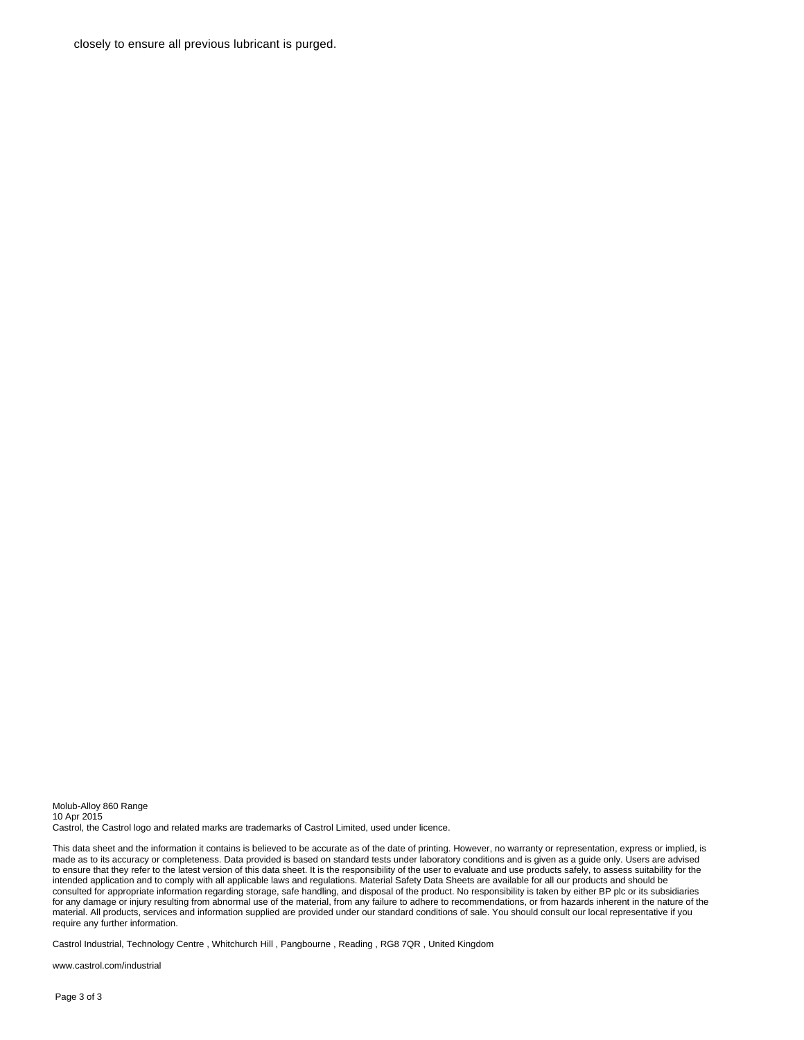closely to ensure all previous lubricant is purged.

Molub-Alloy 860 Range
10 Apr 2015
Castrol, the Castrol logo and related marks are trademarks of Castrol Limited, used under licence.

This data sheet and the information it contains is believed to be accurate as of the date of printing. However, no warranty or representation, express or implied, is made as to its accuracy or completeness. Data provided is based on standard tests under laboratory conditions and is given as a guide only. Users are advised to ensure that they refer to the latest version of this data sheet. It is the responsibility of the user to evaluate and use products safely, to assess suitability for the intended application and to comply with all applicable laws and regulations. Material Safety Data Sheets are available for all our products and should be consulted for appropriate information regarding storage, safe handling, and disposal of the product. No responsibility is taken by either BP plc or its subsidiaries for any damage or injury resulting from abnormal use of the material, from any failure to adhere to recommendations, or from hazards inherent in the nature of the material. All products, services and information supplied are provided under our standard conditions of sale. You should consult our local representative if you require any further information.

Castrol Industrial, Technology Centre , Whitchurch Hill , Pangbourne , Reading , RG8 7QR , United Kingdom

www.castrol.com/industrial